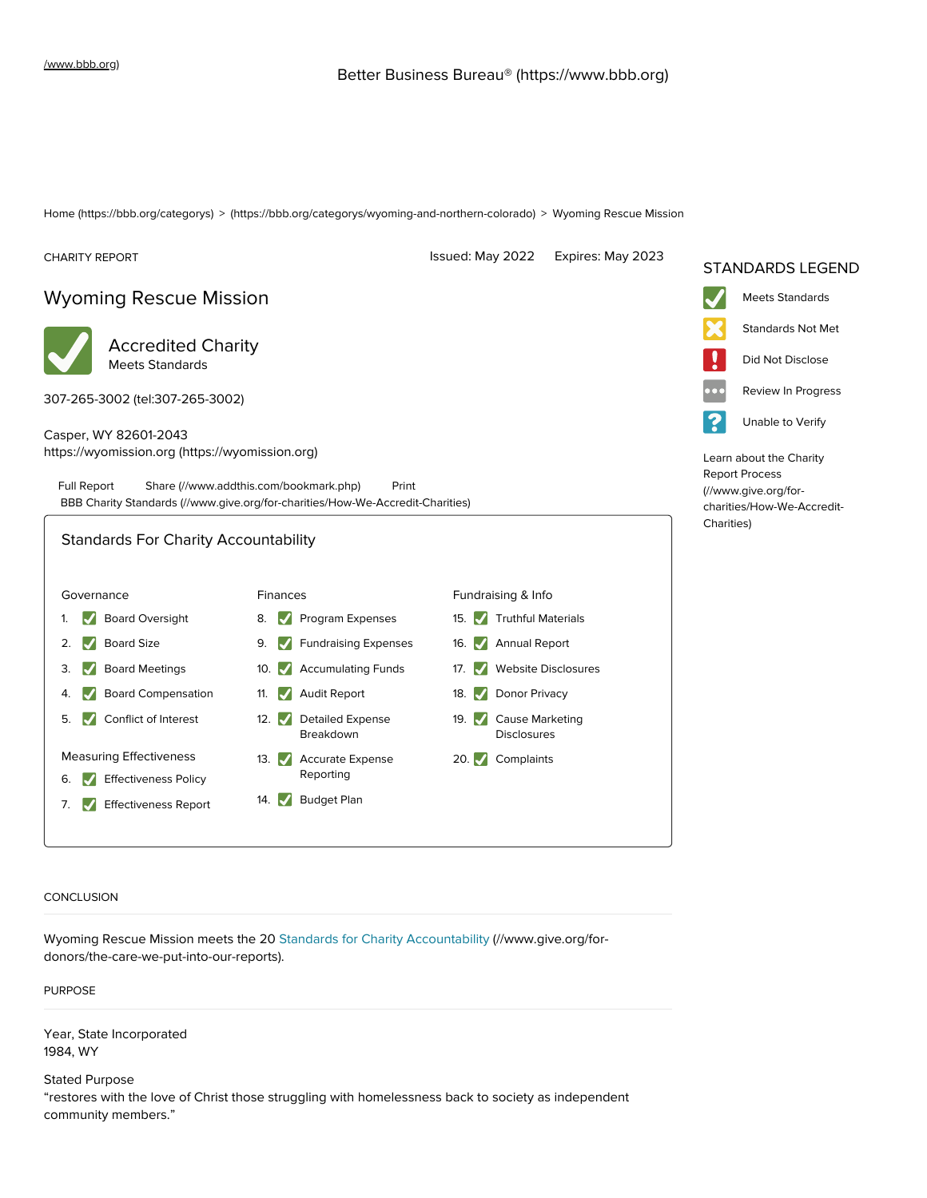/www.bbb.org)

Better Business Bureau® (https://www.bbb.org)

Home (https://bbb.org/categorys) > (https://bbb.org/categorys/wyoming-and-northern-colorado) > Wyoming Rescue Mission

CHARITY REPORT

Issued: May 2022 Expires: May 2023

# Wyoming Rescue Mission

**Accredited Charity**
Meets Standards

307-265-3002 (tel:307-265-3002)

Casper, WY 82601-2043
https://wyomission.org (https://wyomission.org)

Full Report Share (//www.addthis.com/bookmark.php) Print
BBB Charity Standards (//www.give.org/for-charities/How-We-Accredit-Charities)

## STANDARDS LEGEND

- Meets Standards
- Standards Not Met
- Did Not Disclose
- Review In Progress
- Unable to Verify

Learn about the Charity Report Process (//www.give.org/for-charities/How-We-Accredit-Charities)

## Standards For Charity Accountability

**Governance**

1. ✓ Board Oversight
2. ✓ Board Size
3. ✓ Board Meetings
4. ✓ Board Compensation
5. ✓ Conflict of Interest

**Measuring Effectiveness**

6. ✓ Effectiveness Policy
7. ✓ Effectiveness Report

**Finances**

8. ✓ Program Expenses
9. ✓ Fundraising Expenses
10. ✓ Accumulating Funds
11. ✓ Audit Report
12. ✓ Detailed Expense Breakdown
13. ✓ Accurate Expense Reporting
14. ✓ Budget Plan

**Fundraising & Info**

15. ✓ Truthful Materials
16. ✓ Annual Report
17. ✓ Website Disclosures
18. ✓ Donor Privacy
19. ✓ Cause Marketing Disclosures
20. ✓ Complaints

## CONCLUSION

Wyoming Rescue Mission meets the 20 Standards for Charity Accountability (//www.give.org/for-donors/the-care-we-put-into-our-reports).

## PURPOSE

Year, State Incorporated
1984, WY

Stated Purpose
"restores with the love of Christ those struggling with homelessness back to society as independent community members."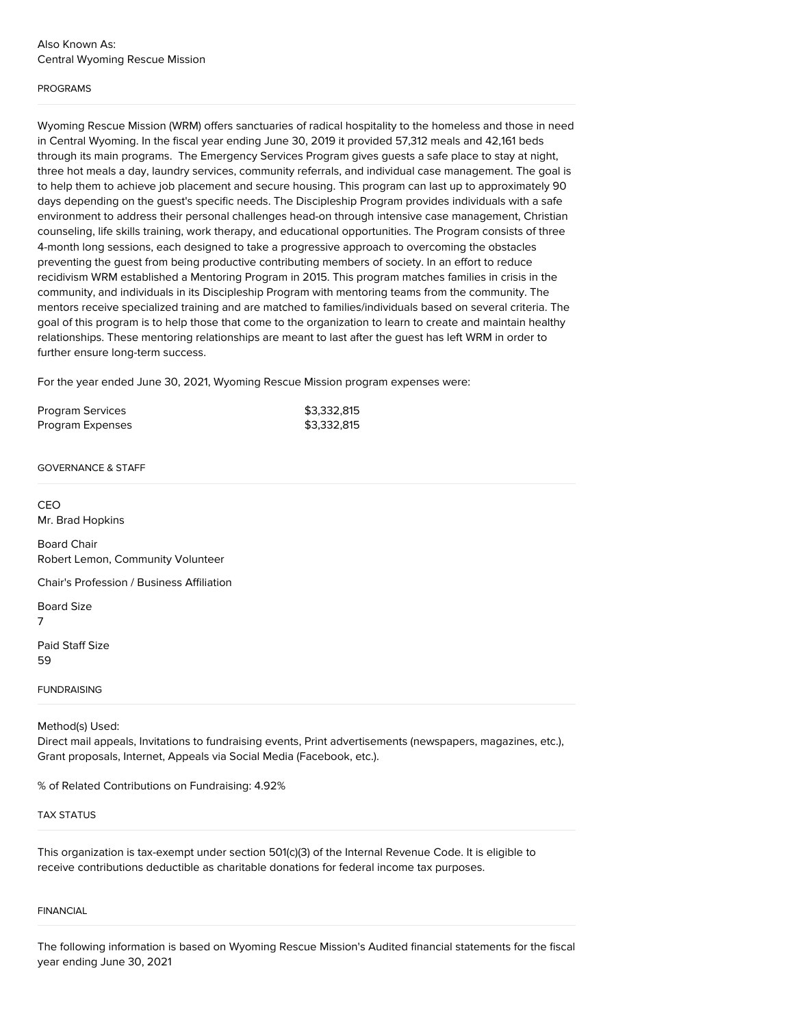Also Known As:
Central Wyoming Rescue Mission

## PROGRAMS

Wyoming Rescue Mission (WRM) offers sanctuaries of radical hospitality to the homeless and those in need in Central Wyoming. In the fiscal year ending June 30, 2019 it provided 57,312 meals and 42,161 beds through its main programs.  The Emergency Services Program gives guests a safe place to stay at night, three hot meals a day, laundry services, community referrals, and individual case management. The goal is to help them to achieve job placement and secure housing. This program can last up to approximately 90 days depending on the guest's specific needs. The Discipleship Program provides individuals with a safe environment to address their personal challenges head-on through intensive case management, Christian counseling, life skills training, work therapy, and educational opportunities. The Program consists of three 4-month long sessions, each designed to take a progressive approach to overcoming the obstacles preventing the guest from being productive contributing members of society. In an effort to reduce recidivism WRM established a Mentoring Program in 2015. This program matches families in crisis in the community, and individuals in its Discipleship Program with mentoring teams from the community. The mentors receive specialized training and are matched to families/individuals based on several criteria. The goal of this program is to help those that come to the organization to learn to create and maintain healthy relationships. These mentoring relationships are meant to last after the guest has left WRM in order to further ensure long-term success.

For the year ended June 30, 2021, Wyoming Rescue Mission program expenses were:

| | |
|---|---|
| Program Services | $3,332,815 |
| Program Expenses | $3,332,815 |

## GOVERNANCE & STAFF

CEO
Mr. Brad Hopkins

Board Chair
Robert Lemon, Community Volunteer

Chair's Profession / Business Affiliation

Board Size
7

Paid Staff Size
59

## FUNDRAISING

Method(s) Used:
Direct mail appeals, Invitations to fundraising events, Print advertisements (newspapers, magazines, etc.), Grant proposals, Internet, Appeals via Social Media (Facebook, etc.).

% of Related Contributions on Fundraising: 4.92%

## TAX STATUS

This organization is tax-exempt under section 501(c)(3) of the Internal Revenue Code. It is eligible to receive contributions deductible as charitable donations for federal income tax purposes.

## FINANCIAL

The following information is based on Wyoming Rescue Mission's Audited financial statements for the fiscal year ending June 30, 2021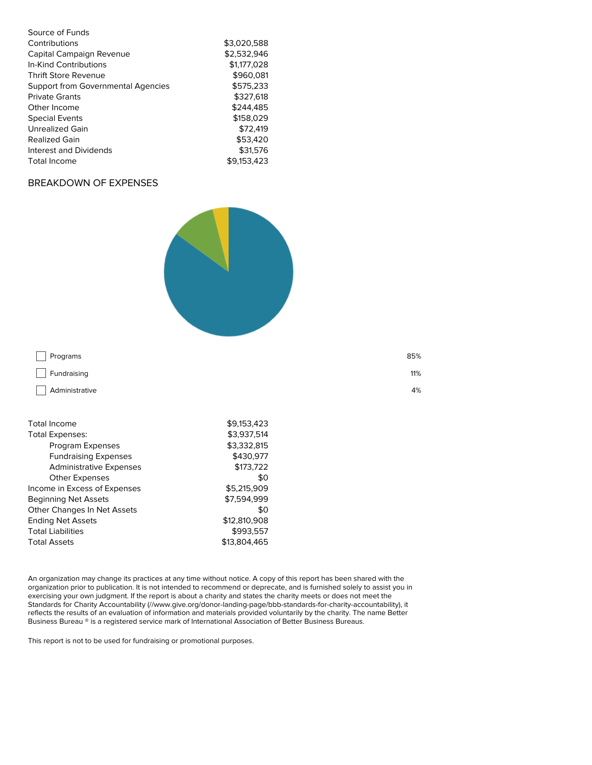| Source of Funds | |
|---|---|
| Contributions | $3,020,588 |
| Capital Campaign Revenue | $2,532,946 |
| In-Kind Contributions | $1,177,028 |
| Thrift Store Revenue | $960,081 |
| Support from Governmental Agencies | $575,233 |
| Private Grants | $327,618 |
| Other Income | $244,485 |
| Special Events | $158,029 |
| Unrealized Gain | $72,419 |
| Realized Gain | $53,420 |
| Interest and Dividends | $31,576 |
| Total Income | $9,153,423 |

## BREAKDOWN OF EXPENSES

| | |
|---|---|
| Programs | 85% |
| Fundraising | 11% |
| Administrative | 4% |

| | |
|---|---|
| Total Income | $9,153,423 |
| Total Expenses: | $3,937,514 |
| Program Expenses | $3,332,815 |
| Fundraising Expenses | $430,977 |
| Administrative Expenses | $173,722 |
| Other Expenses | $0 |
| Income in Excess of Expenses | $5,215,909 |
| Beginning Net Assets | $7,594,999 |
| Other Changes In Net Assets | $0 |
| Ending Net Assets | $12,810,908 |
| Total Liabilities | $993,557 |
| Total Assets | $13,804,465 |

An organization may change its practices at any time without notice. A copy of this report has been shared with the organization prior to publication. It is not intended to recommend or deprecate, and is furnished solely to assist you in exercising your own judgment. If the report is about a charity and states the charity meets or does not meet the Standards for Charity Accountability (//www.give.org/donor-landing-page/bbb-standards-for-charity-accountability), it reflects the results of an evaluation of information and materials provided voluntarily by the charity. The name Better Business Bureau ® is a registered service mark of International Association of Better Business Bureaus.

This report is not to be used for fundraising or promotional purposes.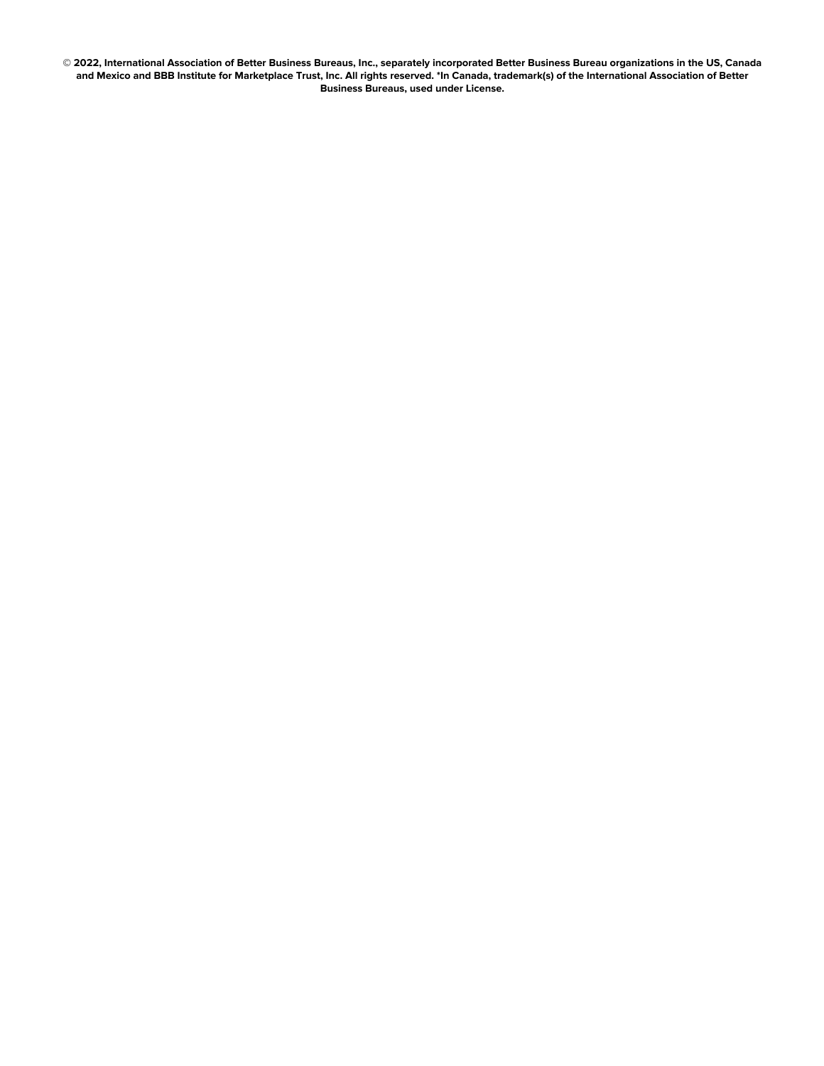**© 2022, International Association of Better Business Bureaus, Inc., separately incorporated Better Business Bureau organizations in the US, Canada and Mexico and BBB Institute for Marketplace Trust, Inc. All rights reserved. *In Canada, trademark(s) of the International Association of Better Business Bureaus, used under License.**